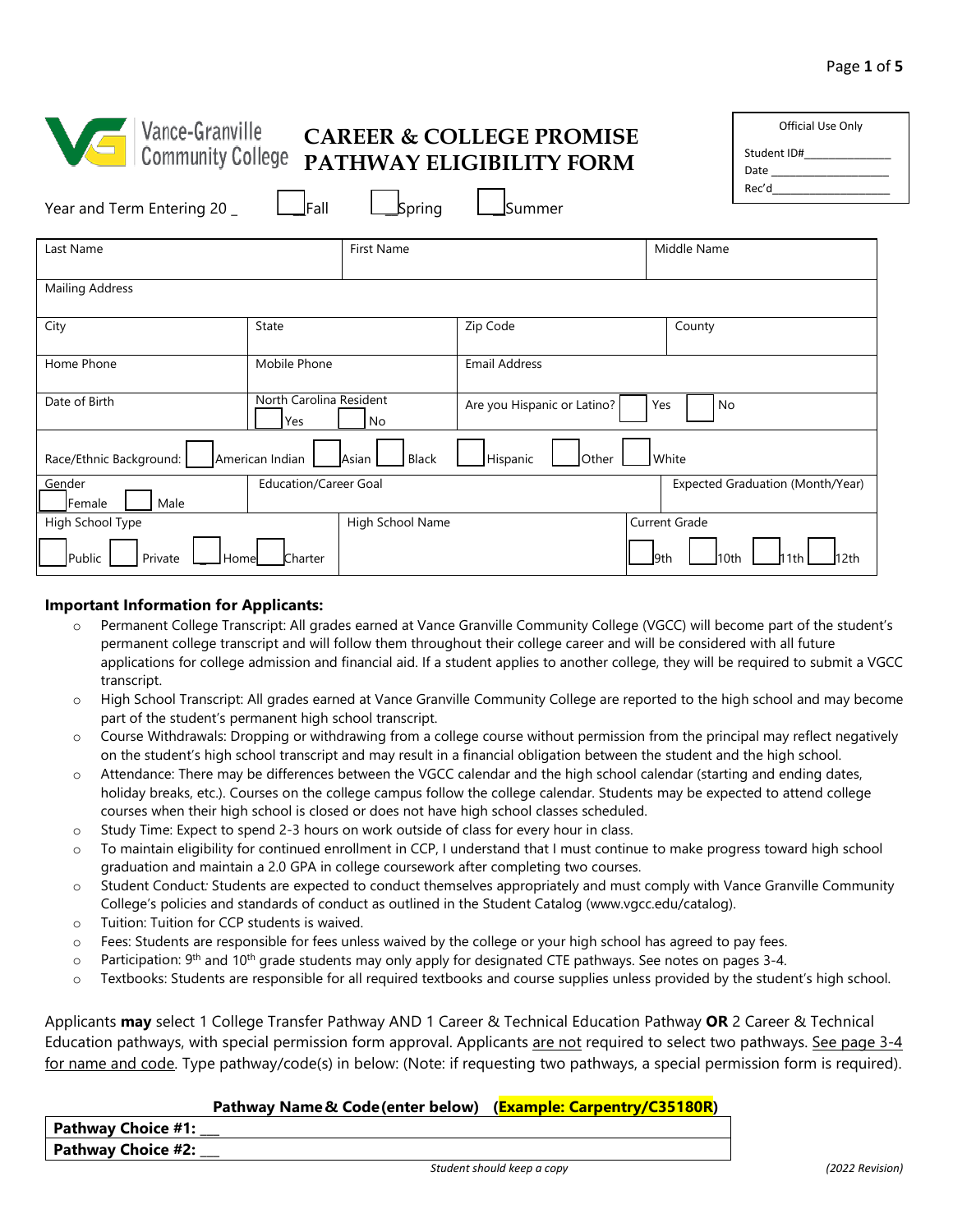Vance-Granville Community College

# CAREER & COLLEGE PROMISE PATHWAY ELIGIBILITY FORM

| Official Use Only |
|---|
| Student ID#_______________ |
| Date ____________________ |
| Rec'd____________________ |

Year and Term Entering 20 _ ☐ Fall ☐ Spring ☐ Summer

| Last Name | | First Name | | Middle Name |
|---|---|---|---|---|
| Mailing Address | | | | |
| City | State | Zip Code | | County |
| Home Phone | Mobile Phone | Email Address | | |
| Date of Birth | North Carolina Resident ☐ Yes ☐ No | Are you Hispanic or Latino? ☐ Yes ☐ No | | |
| Race/Ethnic Background: ☐ American Indian ☐ Asian ☐ Black ☐ Hispanic ☐ Other ☐ White | | | | |
| Gender ☐ Female ☐ Male | Education/Career Goal | | | Expected Graduation (Month/Year) |
| High School Type ☐ Public ☐ Private ☐ Home ☐ Charter | | High School Name | Current Grade ☐ 9th ☐ 10th ☐ 11th ☐ 12th | |

**Important Information for Applicants:**

- Permanent College Transcript: All grades earned at Vance Granville Community College (VGCC) will become part of the student's permanent college transcript and will follow them throughout their college career and will be considered with all future applications for college admission and financial aid. If a student applies to another college, they will be required to submit a VGCC transcript.
- High School Transcript: All grades earned at Vance Granville Community College are reported to the high school and may become part of the student's permanent high school transcript.
- Course Withdrawals: Dropping or withdrawing from a college course without permission from the principal may reflect negatively on the student's high school transcript and may result in a financial obligation between the student and the high school.
- Attendance: There may be differences between the VGCC calendar and the high school calendar (starting and ending dates, holiday breaks, etc.). Courses on the college campus follow the college calendar. Students may be expected to attend college courses when their high school is closed or does not have high school classes scheduled.
- Study Time: Expect to spend 2-3 hours on work outside of class for every hour in class.
- To maintain eligibility for continued enrollment in CCP, I understand that I must continue to make progress toward high school graduation and maintain a 2.0 GPA in college coursework after completing two courses.
- Student Conduct: Students are expected to conduct themselves appropriately and must comply with Vance Granville Community College's policies and standards of conduct as outlined in the Student Catalog (www.vgcc.edu/catalog).
- Tuition: Tuition for CCP students is waived.
- Fees: Students are responsible for fees unless waived by the college or your high school has agreed to pay fees.
- Participation: 9th and 10th grade students may only apply for designated CTE pathways. See notes on pages 3-4.
- Textbooks: Students are responsible for all required textbooks and course supplies unless provided by the student's high school.

Applicants **may** select 1 College Transfer Pathway AND 1 Career & Technical Education Pathway **OR** 2 Career & Technical Education pathways, with special permission form approval. Applicants are not required to select two pathways. See page 3-4 for name and code. Type pathway/code(s) in below: (Note: if requesting two pathways, a special permission form is required).

**Pathway Name & Code (enter below) (Example: Carpentry/C35180R)**

| |
|---|
| **Pathway Choice #1:** ___ |
| **Pathway Choice #2:** ___ |

*Student should keep a copy*

*(2022 Revision)*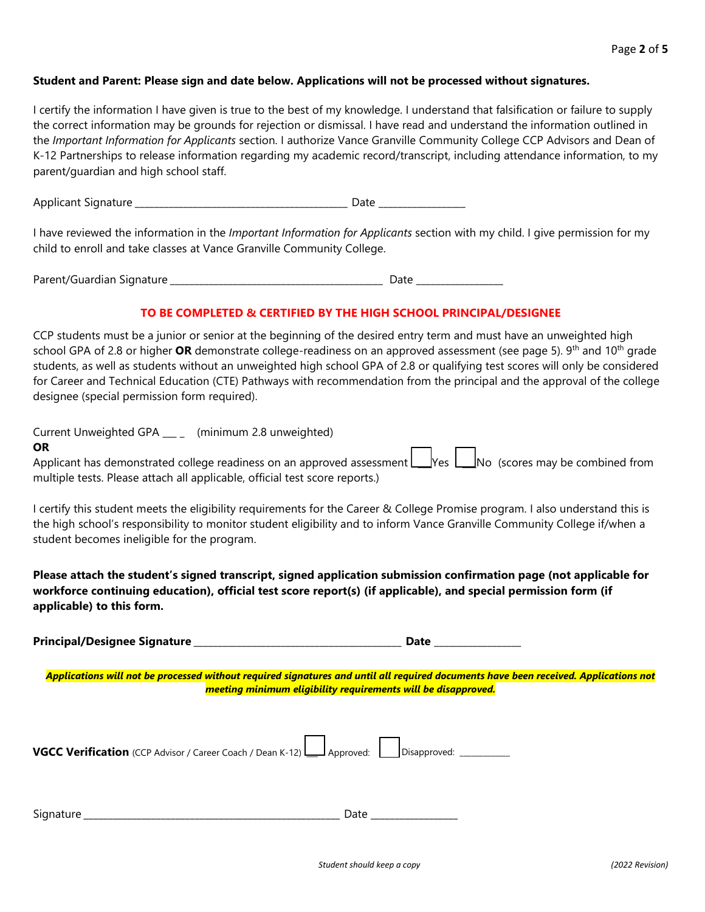**Student and Parent: Please sign and date below. Applications will not be processed without signatures.**

I certify the information I have given is true to the best of my knowledge. I understand that falsification or failure to supply the correct information may be grounds for rejection or dismissal. I have read and understand the information outlined in the *Important Information for Applicants* section. I authorize Vance Granville Community College CCP Advisors and Dean of K-12 Partnerships to release information regarding my academic record/transcript, including attendance information, to my parent/guardian and high school staff.

Applicant Signature ________________________________________ Date ________________

I have reviewed the information in the *Important Information for Applicants* section with my child. I give permission for my child to enroll and take classes at Vance Granville Community College.

Parent/Guardian Signature ________________________________________ Date ________________

**TO BE COMPLETED & CERTIFIED BY THE HIGH SCHOOL PRINCIPAL/DESIGNEE**

CCP students must be a junior or senior at the beginning of the desired entry term and must have an unweighted high school GPA of 2.8 or higher **OR** demonstrate college-readiness on an approved assessment (see page 5). 9th and 10th grade students, as well as students without an unweighted high school GPA of 2.8 or qualifying test scores will only be considered for Career and Technical Education (CTE) Pathways with recommendation from the principal and the approval of the college designee (special permission form required).

Current Unweighted GPA ___ _ (minimum 2.8 unweighted)

**OR**

Applicant has demonstrated college readiness on an approved assessment ☐ Yes ☐ No (scores may be combined from multiple tests. Please attach all applicable, official test score reports.)

I certify this student meets the eligibility requirements for the Career & College Promise program. I also understand this is the high school's responsibility to monitor student eligibility and to inform Vance Granville Community College if/when a student becomes ineligible for the program.

**Please attach the student's signed transcript, signed application submission confirmation page (not applicable for workforce continuing education), official test score report(s) (if applicable), and special permission form (if applicable) to this form.**

**Principal/Designee Signature** ________________________________________ **Date** ________________

***Applications will not be processed without required signatures and until all required documents have been received. Applications not meeting minimum eligibility requirements will be disapproved.***

**VGCC Verification** (CCP Advisor / Career Coach / Dean K-12) ☐ Approved: ☐ Disapproved: ___________

Signature ________________________________________ Date ________________

*Student should keep a copy*

*(2022 Revision)*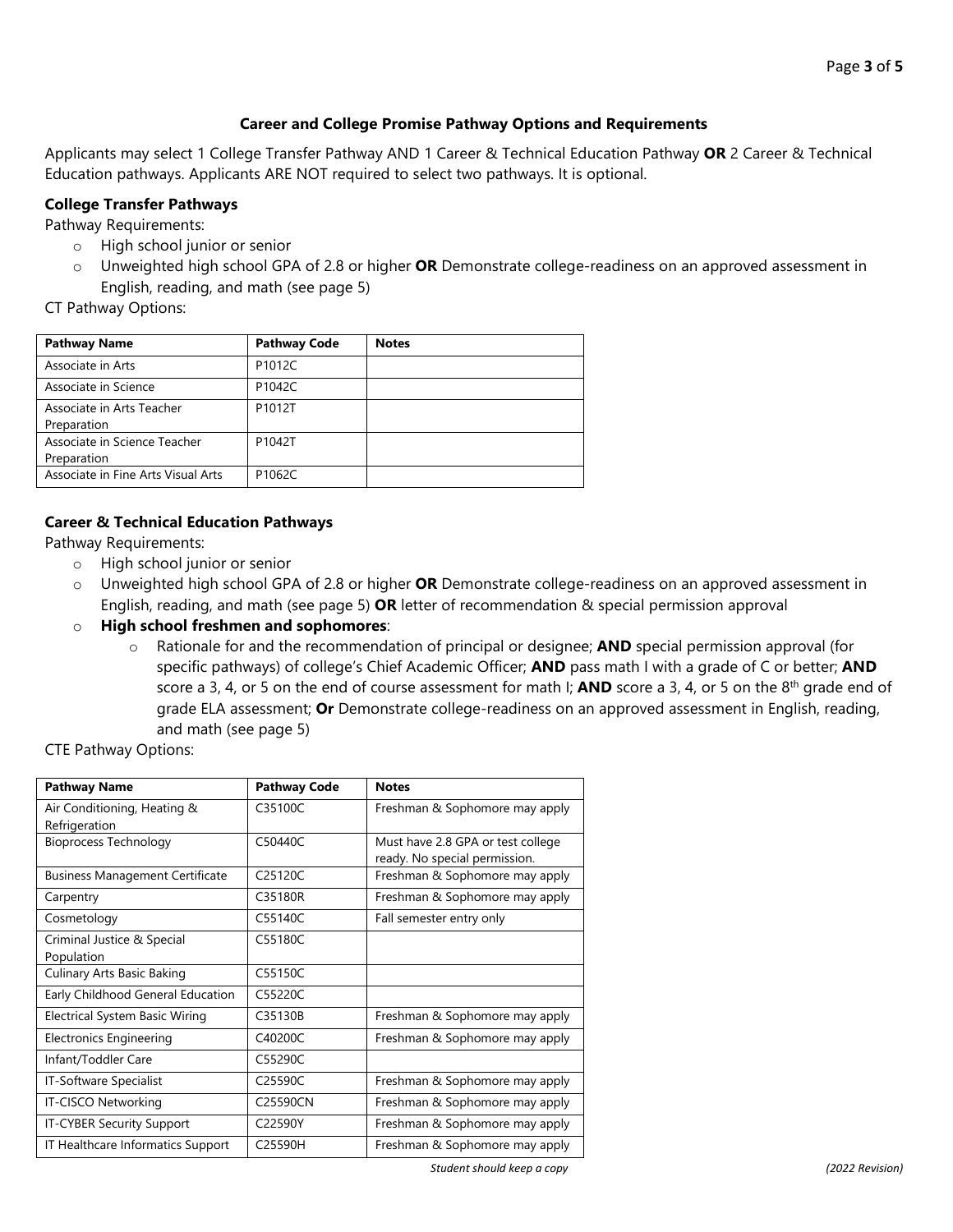## Career and College Promise Pathway Options and Requirements

Applicants may select 1 College Transfer Pathway AND 1 Career & Technical Education Pathway **OR** 2 Career & Technical Education pathways. Applicants ARE NOT required to select two pathways. It is optional.

### College Transfer Pathways

Pathway Requirements:

- High school junior or senior
- Unweighted high school GPA of 2.8 or higher **OR** Demonstrate college-readiness on an approved assessment in English, reading, and math (see page 5)

CT Pathway Options:

| Pathway Name | Pathway Code | Notes |
|---|---|---|
| Associate in Arts | P1012C | |
| Associate in Science | P1042C | |
| Associate in Arts Teacher Preparation | P1012T | |
| Associate in Science Teacher Preparation | P1042T | |
| Associate in Fine Arts Visual Arts | P1062C | |

### Career & Technical Education Pathways

Pathway Requirements:

- High school junior or senior
- Unweighted high school GPA of 2.8 or higher **OR** Demonstrate college-readiness on an approved assessment in English, reading, and math (see page 5) **OR** letter of recommendation & special permission approval
- **High school freshmen and sophomores**:
  - Rationale for and the recommendation of principal or designee; **AND** special permission approval (for specific pathways) of college's Chief Academic Officer; **AND** pass math I with a grade of C or better; **AND** score a 3, 4, or 5 on the end of course assessment for math I; **AND** score a 3, 4, or 5 on the 8th grade end of grade ELA assessment; **Or** Demonstrate college-readiness on an approved assessment in English, reading, and math (see page 5)

CTE Pathway Options:

| Pathway Name | Pathway Code | Notes |
|---|---|---|
| Air Conditioning, Heating & Refrigeration | C35100C | Freshman & Sophomore may apply |
| Bioprocess Technology | C50440C | Must have 2.8 GPA or test college ready. No special permission. |
| Business Management Certificate | C25120C | Freshman & Sophomore may apply |
| Carpentry | C35180R | Freshman & Sophomore may apply |
| Cosmetology | C55140C | Fall semester entry only |
| Criminal Justice & Special Population | C55180C | |
| Culinary Arts Basic Baking | C55150C | |
| Early Childhood General Education | C55220C | |
| Electrical System Basic Wiring | C35130B | Freshman & Sophomore may apply |
| Electronics Engineering | C40200C | Freshman & Sophomore may apply |
| Infant/Toddler Care | C55290C | |
| IT-Software Specialist | C25590C | Freshman & Sophomore may apply |
| IT-CISCO Networking | C25590CN | Freshman & Sophomore may apply |
| IT-CYBER Security Support | C22590Y | Freshman & Sophomore may apply |
| IT Healthcare Informatics Support | C25590H | Freshman & Sophomore may apply |

*Student should keep a copy*

*(2022 Revision)*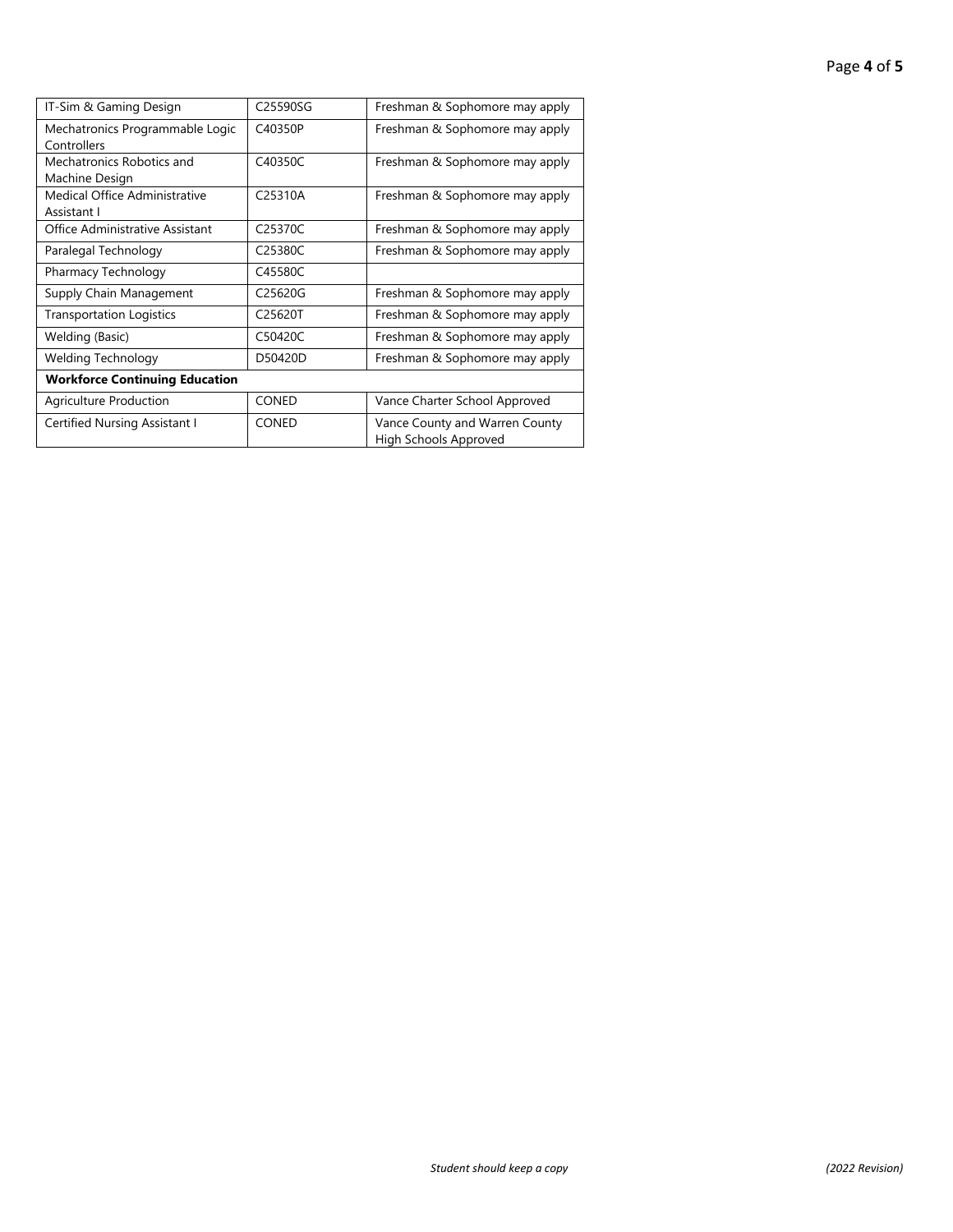| | | |
|---|---|---|
| IT-Sim & Gaming Design | C25590SG | Freshman & Sophomore may apply |
| Mechatronics Programmable Logic Controllers | C40350P | Freshman & Sophomore may apply |
| Mechatronics Robotics and Machine Design | C40350C | Freshman & Sophomore may apply |
| Medical Office Administrative Assistant I | C25310A | Freshman & Sophomore may apply |
| Office Administrative Assistant | C25370C | Freshman & Sophomore may apply |
| Paralegal Technology | C25380C | Freshman & Sophomore may apply |
| Pharmacy Technology | C45580C | |
| Supply Chain Management | C25620G | Freshman & Sophomore may apply |
| Transportation Logistics | C25620T | Freshman & Sophomore may apply |
| Welding (Basic) | C50420C | Freshman & Sophomore may apply |
| Welding Technology | D50420D | Freshman & Sophomore may apply |
| **Workforce Continuing Education** | | |
| Agriculture Production | CONED | Vance Charter School Approved |
| Certified Nursing Assistant I | CONED | Vance County and Warren County High Schools Approved |

*Student should keep a copy* *(2022 Revision)*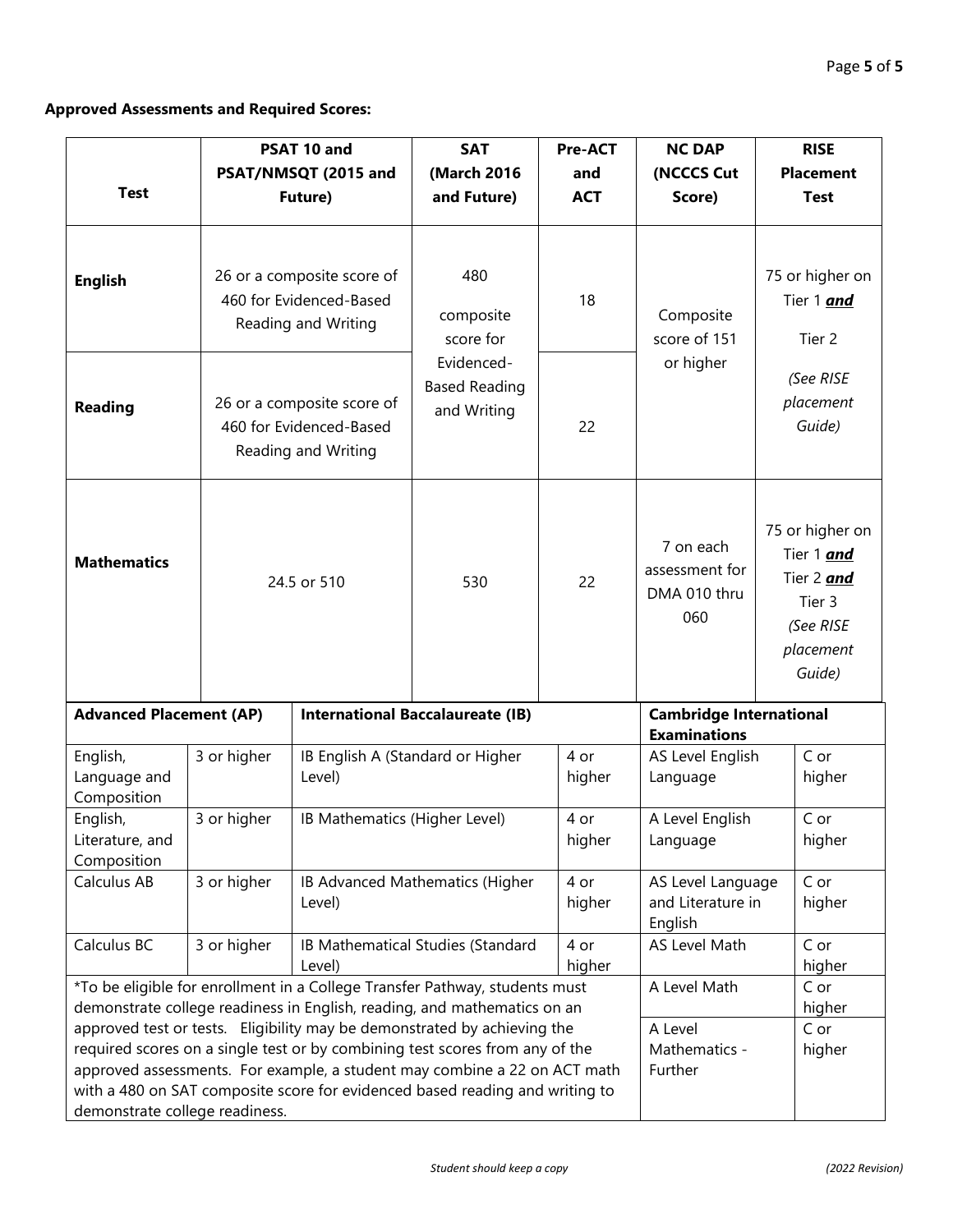**Approved Assessments and Required Scores:**

| Test | PSAT 10 and PSAT/NMSQT (2015 and Future) | SAT (March 2016 and Future) | Pre-ACT and ACT | NC DAP (NCCCS Cut Score) | RISE Placement Test |
|---|---|---|---|---|---|
| **English** | 26 or a composite score of 460 for Evidenced-Based Reading and Writing | 480 composite score for Evidenced-Based Reading and Writing | 18 | Composite score of 151 or higher | 75 or higher on Tier 1 ***and*** Tier 2 *(See RISE placement Guide)* |
| **Reading** | 26 or a composite score of 460 for Evidenced-Based Reading and Writing | | 22 | | |
| **Mathematics** | 24.5 or 510 | 530 | 22 | 7 on each assessment for DMA 010 thru 060 | 75 or higher on Tier 1 ***and*** Tier 2 ***and*** Tier 3 *(See RISE placement Guide)* |

| **Advanced Placement (AP)** | | **International Baccalaureate (IB)** | | **Cambridge International Examinations** | |
|---|---|---|---|---|---|
| English, Language and Composition | 3 or higher | IB English A (Standard or Higher Level) | 4 or higher | AS Level English Language | C or higher |
| English, Literature, and Composition | 3 or higher | IB Mathematics (Higher Level) | 4 or higher | A Level English Language | C or higher |
| Calculus AB | 3 or higher | IB Advanced Mathematics (Higher Level) | 4 or higher | AS Level Language and Literature in English | C or higher |
| Calculus BC | 3 or higher | IB Mathematical Studies (Standard Level) | 4 or higher | AS Level Math | C or higher |
| | | | | A Level Math | C or higher |
| | | | | A Level Mathematics - Further | C or higher |

*To be eligible for enrollment in a College Transfer Pathway, students must demonstrate college readiness in English, reading, and mathematics on an approved test or tests. Eligibility may be demonstrated by achieving the required scores on a single test or by combining test scores from any of the approved assessments. For example, a student may combine a 22 on ACT math with a 480 on SAT composite score for evidenced based reading and writing to demonstrate college readiness.

*Student should keep a copy* *(2022 Revision)*